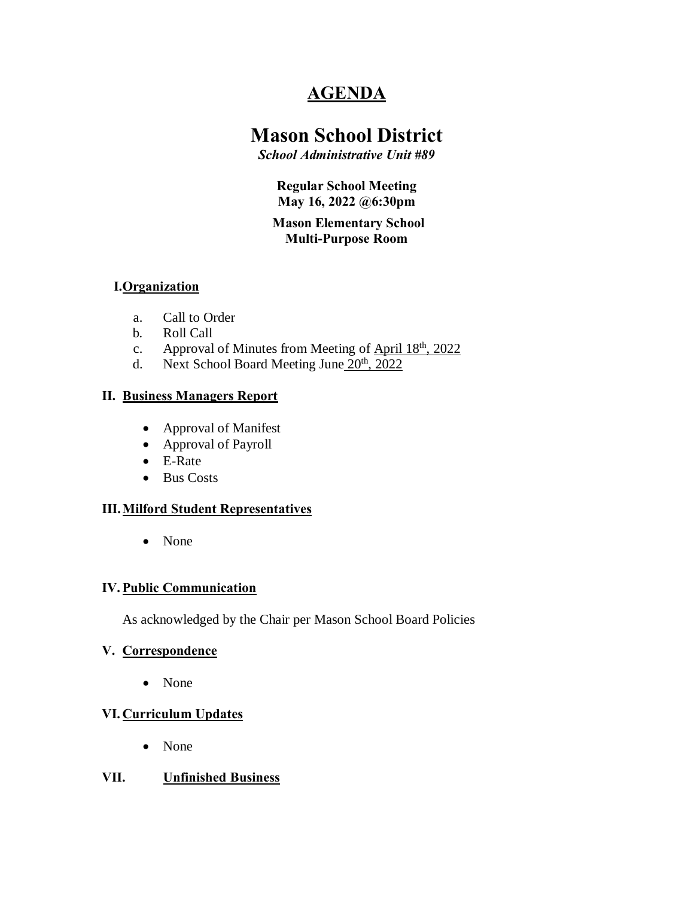# AGENDA

# Mason School District

***School Administrative Unit #89***

**Regular School Meeting**
**May 16, 2022 @6:30pm**

**Mason Elementary School**
**Multi-Purpose Room**

## I. Organization

a. Call to Order
b. Roll Call
c. Approval of Minutes from Meeting of April 18th, 2022
d. Next School Board Meeting June 20th, 2022

## II. Business Managers Report

- Approval of Manifest
- Approval of Payroll
- E-Rate
- Bus Costs

## III. Milford Student Representatives

- None

## IV. Public Communication

As acknowledged by the Chair per Mason School Board Policies

## V. Correspondence

- None

## VI. Curriculum Updates

- None

## VII. Unfinished Business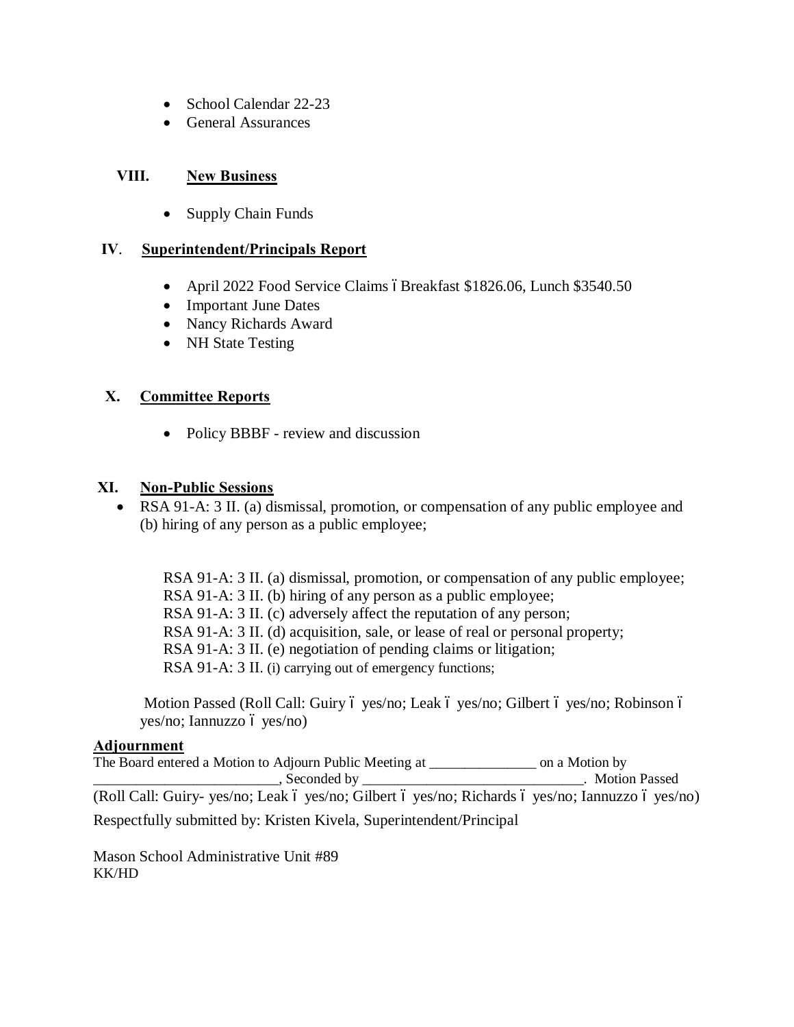- School Calendar 22-23
- General Assurances

## VIII. New Business

- Supply Chain Funds

## IV. Superintendent/Principals Report

- April 2022 Food Service Claims ó Breakfast $1826.06, Lunch $3540.50
- Important June Dates
- Nancy Richards Award
- NH State Testing

## X. Committee Reports

- Policy BBBF - review and discussion

## XI. Non-Public Sessions

- RSA 91-A: 3 II. (a) dismissal, promotion, or compensation of any public employee and (b) hiring of any person as a public employee;

RSA 91-A: 3 II. (a) dismissal, promotion, or compensation of any public employee;
RSA 91-A: 3 II. (b) hiring of any person as a public employee;
RSA 91-A: 3 II. (c) adversely affect the reputation of any person;
RSA 91-A: 3 II. (d) acquisition, sale, or lease of real or personal property;
RSA 91-A: 3 II. (e) negotiation of pending claims or litigation;
RSA 91-A: 3 II. (i) carrying out of emergency functions;

Motion Passed (Roll Call: Guiry ó yes/no; Leak ó yes/no; Gilbert ó yes/no; Robinson ó yes/no; Iannuzzo ó yes/no)

**Adjournment**

The Board entered a Motion to Adjourn Public Meeting at _______________ on a Motion by _________________________, Seconded by ______________________________. Motion Passed (Roll Call: Guiry- yes/no; Leak ó yes/no; Gilbert ó yes/no; Richards ó yes/no; Iannuzzo ó yes/no)

Respectfully submitted by: Kristen Kivela, Superintendent/Principal

Mason School Administrative Unit #89
KK/HD